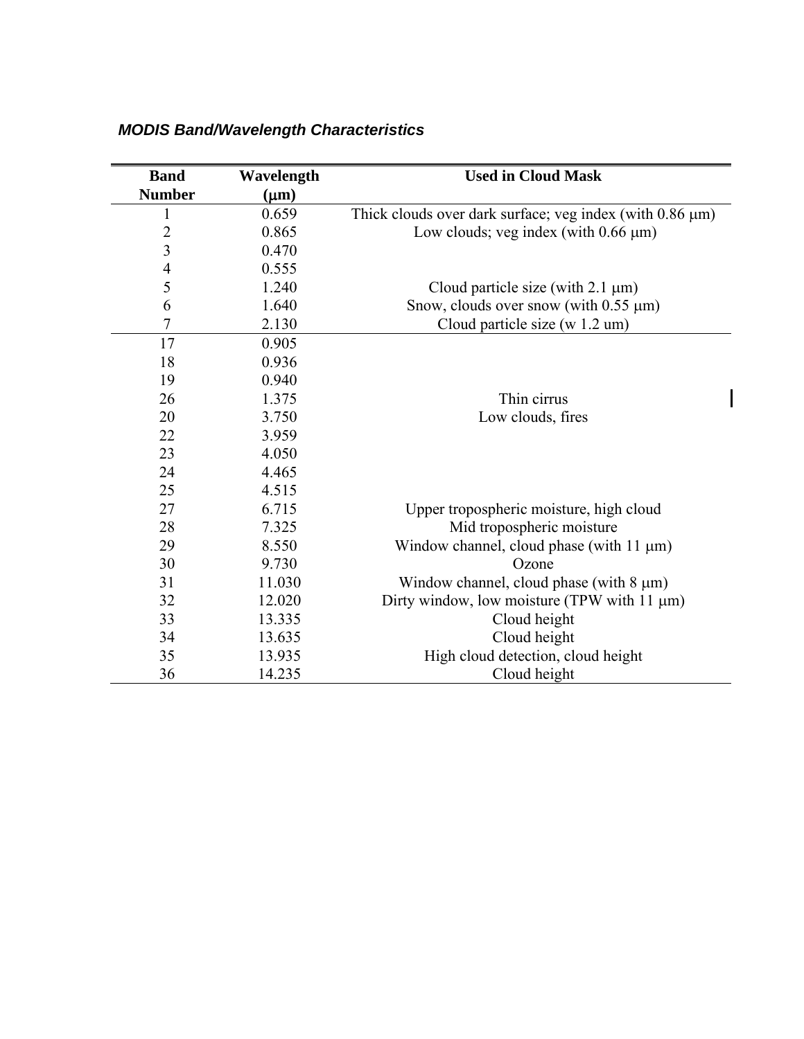***MODIS Band/Wavelength Characteristics***

| Band Number | Wavelength (μm) | Used in Cloud Mask |
|---|---|---|
| 1 | 0.659 | Thick clouds over dark surface; veg index (with 0.86 μm) |
| 2 | 0.865 | Low clouds; veg index (with 0.66 μm) |
| 3 | 0.470 | |
| 4 | 0.555 | |
| 5 | 1.240 | Cloud particle size (with 2.1 μm) |
| 6 | 1.640 | Snow, clouds over snow (with 0.55 μm) |
| 7 | 2.130 | Cloud particle size (w 1.2 um) |
| 17 | 0.905 | |
| 18 | 0.936 | |
| 19 | 0.940 | |
| 26 | 1.375 | Thin cirrus |
| 20 | 3.750 | Low clouds, fires |
| 22 | 3.959 | |
| 23 | 4.050 | |
| 24 | 4.465 | |
| 25 | 4.515 | |
| 27 | 6.715 | Upper tropospheric moisture, high cloud |
| 28 | 7.325 | Mid tropospheric moisture |
| 29 | 8.550 | Window channel, cloud phase (with 11 μm) |
| 30 | 9.730 | Ozone |
| 31 | 11.030 | Window channel, cloud phase (with 8 μm) |
| 32 | 12.020 | Dirty window, low moisture (TPW with 11 μm) |
| 33 | 13.335 | Cloud height |
| 34 | 13.635 | Cloud height |
| 35 | 13.935 | High cloud detection, cloud height |
| 36 | 14.235 | Cloud height |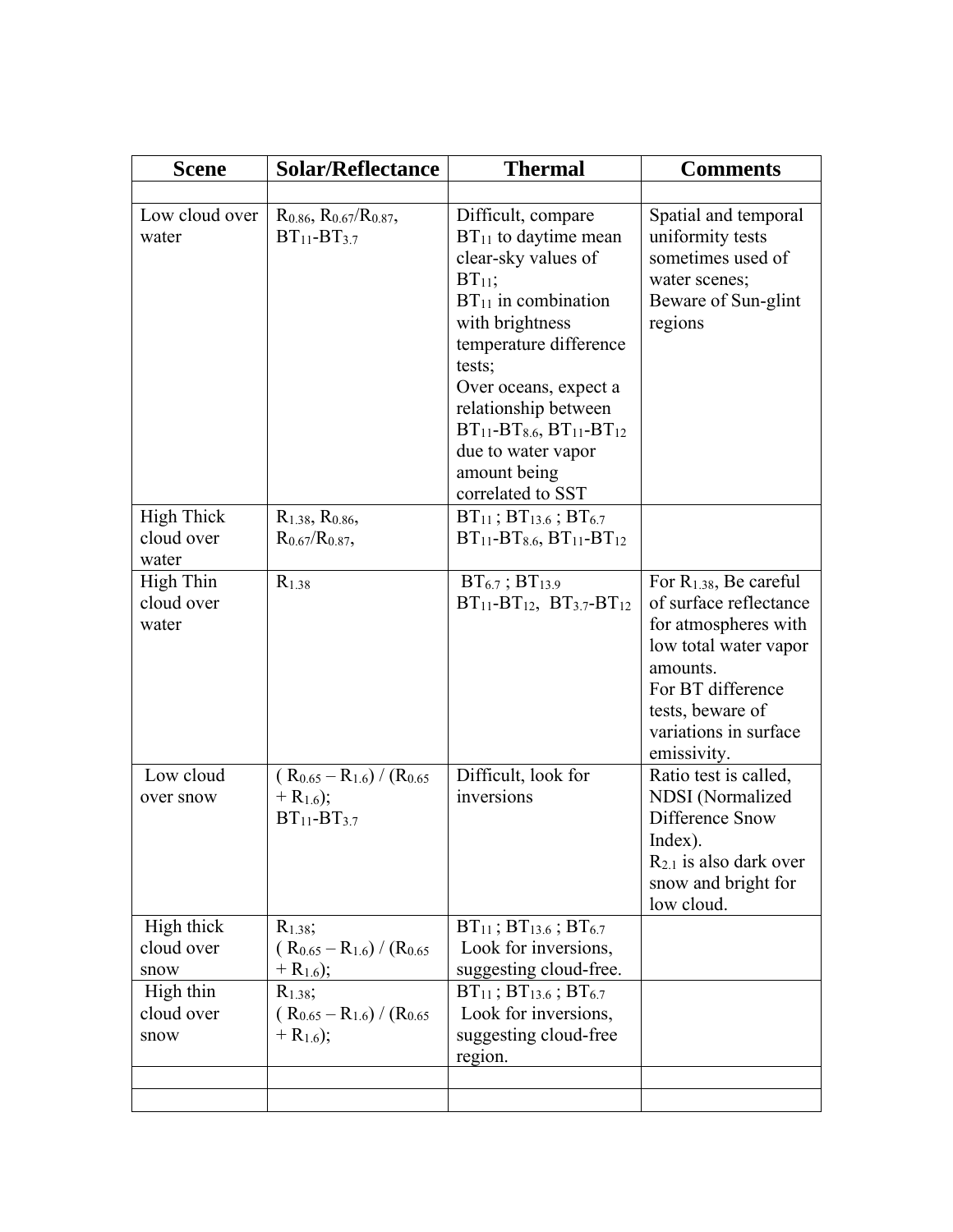| Scene | Solar/Reflectance | Thermal | Comments |
|---|---|---|---|
| | | | |
| Low cloud over water | $R_{0.86}$, $R_{0.67}/R_{0.87}$, $BT_{11}$-$BT_{3.7}$ | Difficult, compare $BT_{11}$ to daytime mean clear-sky values of $BT_{11}$; $BT_{11}$ in combination with brightness temperature difference tests; Over oceans, expect a relationship between $BT_{11}$-$BT_{8.6}$, $BT_{11}$-$BT_{12}$ due to water vapor amount being correlated to SST | Spatial and temporal uniformity tests sometimes used of water scenes; Beware of Sun-glint regions |
| High Thick cloud over water | $R_{1.38}$, $R_{0.86}$, $R_{0.67}/R_{0.87}$, | $BT_{11}$ ; $BT_{13.6}$ ; $BT_{6.7}$ $BT_{11}$-$BT_{8.6}$, $BT_{11}$-$BT_{12}$ | |
| High Thin cloud over water | $R_{1.38}$ | $BT_{6.7}$ ; $BT_{13.9}$ $BT_{11}$-$BT_{12}$, $BT_{3.7}$-$BT_{12}$ | For $R_{1.38}$, Be careful of surface reflectance for atmospheres with low total water vapor amounts. For BT difference tests, beware of variations in surface emissivity. |
| Low cloud over snow | $( R_{0.65} – R_{1.6}) / (R_{0.65} + R_{1.6})$; $BT_{11}$-$BT_{3.7}$ | Difficult, look for inversions | Ratio test is called, NDSI (Normalized Difference Snow Index). $R_{2.1}$ is also dark over snow and bright for low cloud. |
| High thick cloud over snow | $R_{1.38}$; $( R_{0.65} – R_{1.6}) / (R_{0.65} + R_{1.6})$; | $BT_{11}$ ; $BT_{13.6}$ ; $BT_{6.7}$ Look for inversions, suggesting cloud-free. | |
| High thin cloud over snow | $R_{1.38}$; $( R_{0.65} – R_{1.6}) / (R_{0.65} + R_{1.6})$; | $BT_{11}$ ; $BT_{13.6}$ ; $BT_{6.7}$ Look for inversions, suggesting cloud-free region. | |
| | | | |
| | | | |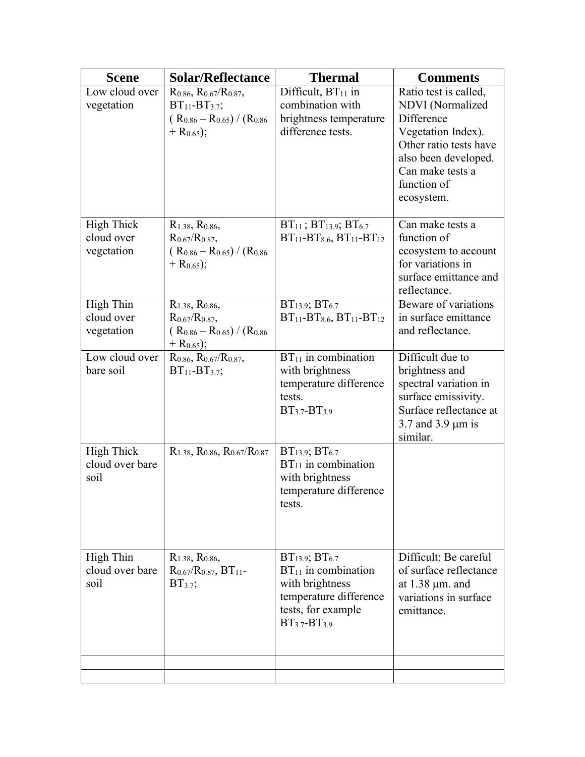| Scene | Solar/Reflectance | Thermal | Comments |
| --- | --- | --- | --- |
| Low cloud over vegetation | $R_{0.86}$, $R_{0.67}/R_{0.87}$, $BT_{11}$-$BT_{3.7}$; $(R_{0.86} - R_{0.65}) / (R_{0.86} + R_{0.65})$; | Difficult, $BT_{11}$ in combination with brightness temperature difference tests. | Ratio test is called, NDVI (Normalized Difference Vegetation Index). Other ratio tests have also been developed. Can make tests a function of ecosystem. |
| High Thick cloud over vegetation | $R_{1.38}$, $R_{0.86}$, $R_{0.67}/R_{0.87}$, $(R_{0.86} - R_{0.65}) / (R_{0.86} + R_{0.65})$; | $BT_{11}$ ; $BT_{13.9}$; $BT_{6.7}$ $BT_{11}$-$BT_{8.6}$, $BT_{11}$-$BT_{12}$ | Can make tests a function of ecosystem to account for variations in surface emittance and reflectance. |
| High Thin cloud over vegetation | $R_{1.38}$, $R_{0.86}$, $R_{0.67}/R_{0.87}$, $(R_{0.86} - R_{0.65}) / (R_{0.86} + R_{0.65})$; | $BT_{13.9}$; $BT_{6.7}$ $BT_{11}$-$BT_{8.6}$, $BT_{11}$-$BT_{12}$ | Beware of variations in surface emittance and reflectance. |
| Low cloud over bare soil | $R_{0.86}$, $R_{0.67}/R_{0.87}$, $BT_{11}$-$BT_{3.7}$; | $BT_{11}$ in combination with brightness temperature difference tests. $BT_{3.7}$-$BT_{3.9}$ | Difficult due to brightness and spectral variation in surface emissivity. Surface reflectance at 3.7 and 3.9 μm is similar. |
| High Thick cloud over bare soil | $R_{1.38}$, $R_{0.86}$, $R_{0.67}/R_{0.87}$ | $BT_{13.9}$; $BT_{6.7}$ $BT_{11}$ in combination with brightness temperature difference tests. | |
| High Thin cloud over bare soil | $R_{1.38}$, $R_{0.86}$, $R_{0.67}/R_{0.87}$, $BT_{11}$-$BT_{3.7}$; | $BT_{13.9}$; $BT_{6.7}$ $BT_{11}$ in combination with brightness temperature difference tests, for example $BT_{3.7}$-$BT_{3.9}$ | Difficult; Be careful of surface reflectance at 1.38 μm. and variations in surface emittance. |
| | | | |
| | | | |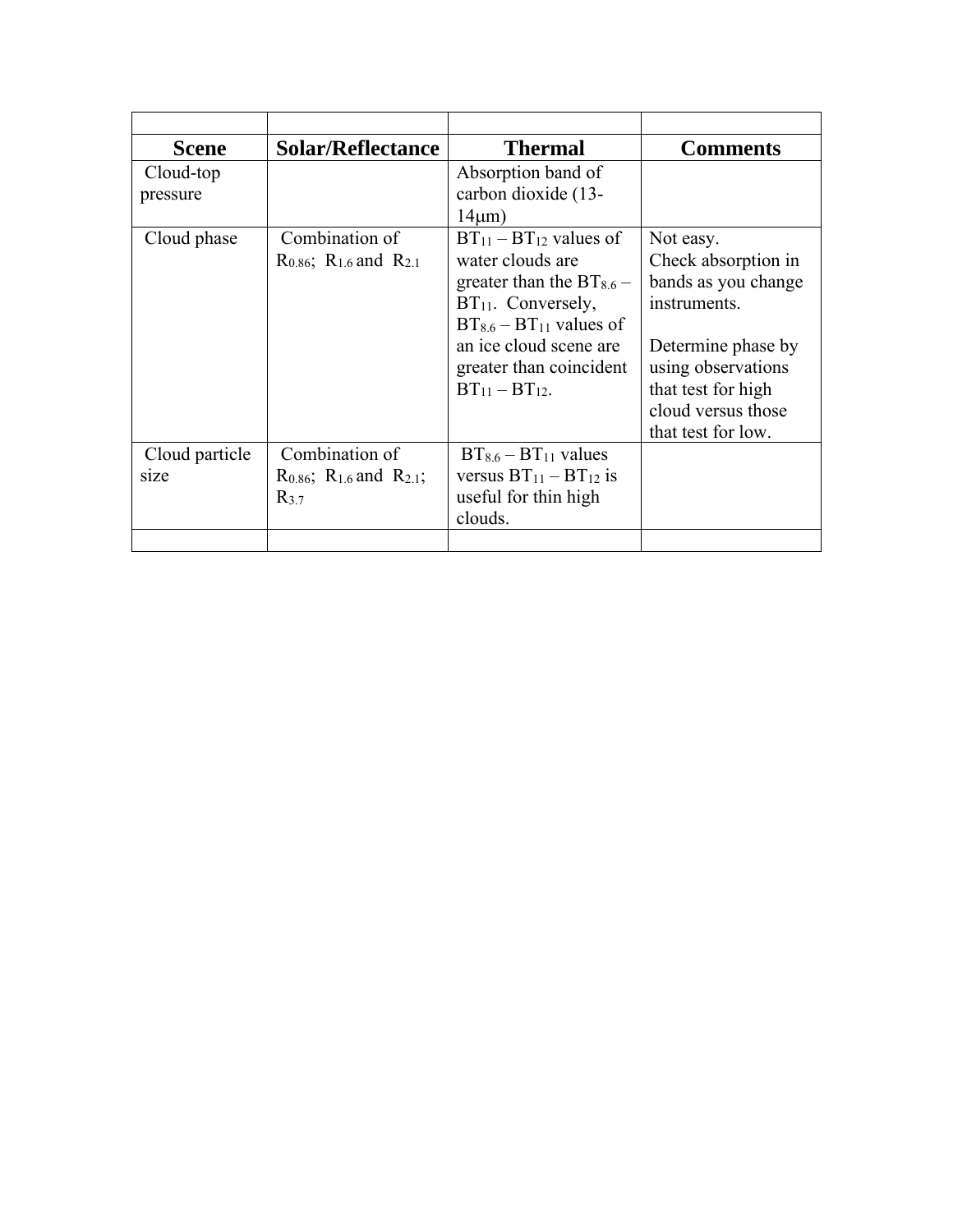| | | | |
|---|---|---|---|
| **Scene** | **Solar/Reflectance** | **Thermal** | **Comments** |
| Cloud-top pressure | | Absorption band of carbon dioxide (13-14μm) | |
| Cloud phase | Combination of $R_{0.86}$; $R_{1.6}$ and $R_{2.1}$ | $BT_{11} – BT_{12}$ values of water clouds are greater than the $BT_{8.6} – BT_{11}$. Conversely, $BT_{8.6} – BT_{11}$ values of an ice cloud scene are greater than coincident $BT_{11} – BT_{12}$. | Not easy. Check absorption in bands as you change instruments. <br><br> Determine phase by using observations that test for high cloud versus those that test for low. |
| Cloud particle size | Combination of $R_{0.86}$; $R_{1.6}$ and $R_{2.1}$; $R_{3.7}$ | $BT_{8.6} – BT_{11}$ values versus $BT_{11} – BT_{12}$ is useful for thin high clouds. | |
| | | | |